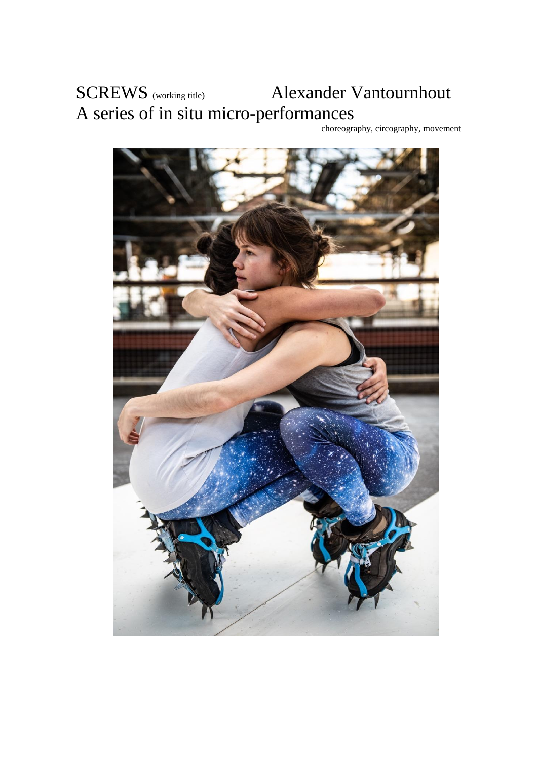# SCREWS (working title) Alexander Vantournhout

## A series of in situ micro-performances

choreography, circography, movement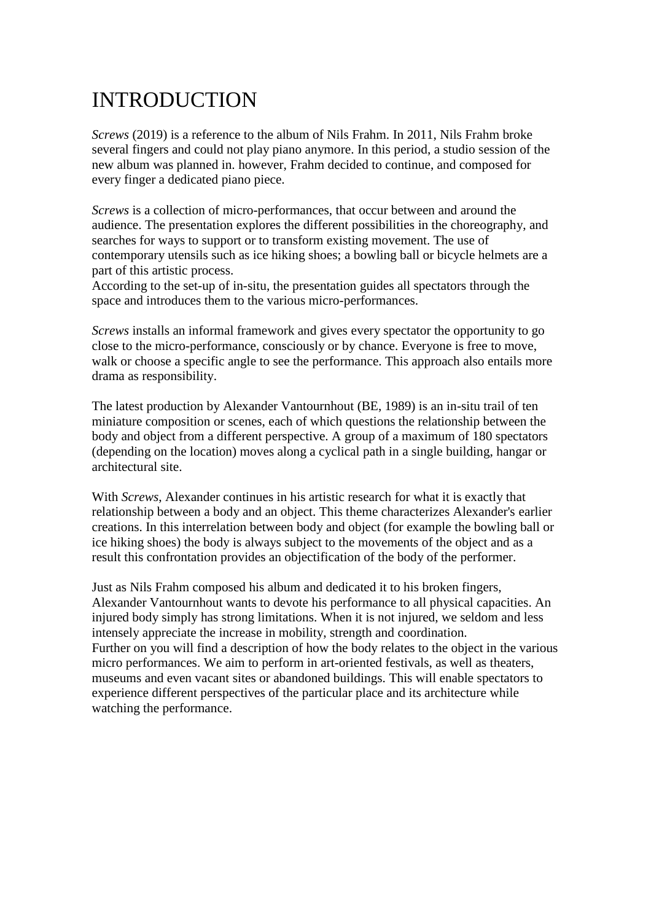# INTRODUCTION

*Screws* (2019) is a reference to the album of Nils Frahm. In 2011, Nils Frahm broke several fingers and could not play piano anymore. In this period, a studio session of the new album was planned in. however, Frahm decided to continue, and composed for every finger a dedicated piano piece.

*Screws* is a collection of micro-performances, that occur between and around the audience. The presentation explores the different possibilities in the choreography, and searches for ways to support or to transform existing movement. The use of contemporary utensils such as ice hiking shoes; a bowling ball or bicycle helmets are a part of this artistic process.
According to the set-up of in-situ, the presentation guides all spectators through the space and introduces them to the various micro-performances.

*Screws* installs an informal framework and gives every spectator the opportunity to go close to the micro-performance, consciously or by chance. Everyone is free to move, walk or choose a specific angle to see the performance. This approach also entails more drama as responsibility.

The latest production by Alexander Vantournhout (BE, 1989) is an in-situ trail of ten miniature composition or scenes, each of which questions the relationship between the body and object from a different perspective. A group of a maximum of 180 spectators (depending on the location) moves along a cyclical path in a single building, hangar or architectural site.

With *Screws*, Alexander continues in his artistic research for what it is exactly that relationship between a body and an object. This theme characterizes Alexander's earlier creations. In this interrelation between body and object (for example the bowling ball or ice hiking shoes) the body is always subject to the movements of the object and as a result this confrontation provides an objectification of the body of the performer.

Just as Nils Frahm composed his album and dedicated it to his broken fingers, Alexander Vantournhout wants to devote his performance to all physical capacities. An injured body simply has strong limitations. When it is not injured, we seldom and less intensely appreciate the increase in mobility, strength and coordination.
Further on you will find a description of how the body relates to the object in the various micro performances. We aim to perform in art-oriented festivals, as well as theaters, museums and even vacant sites or abandoned buildings. This will enable spectators to experience different perspectives of the particular place and its architecture while watching the performance.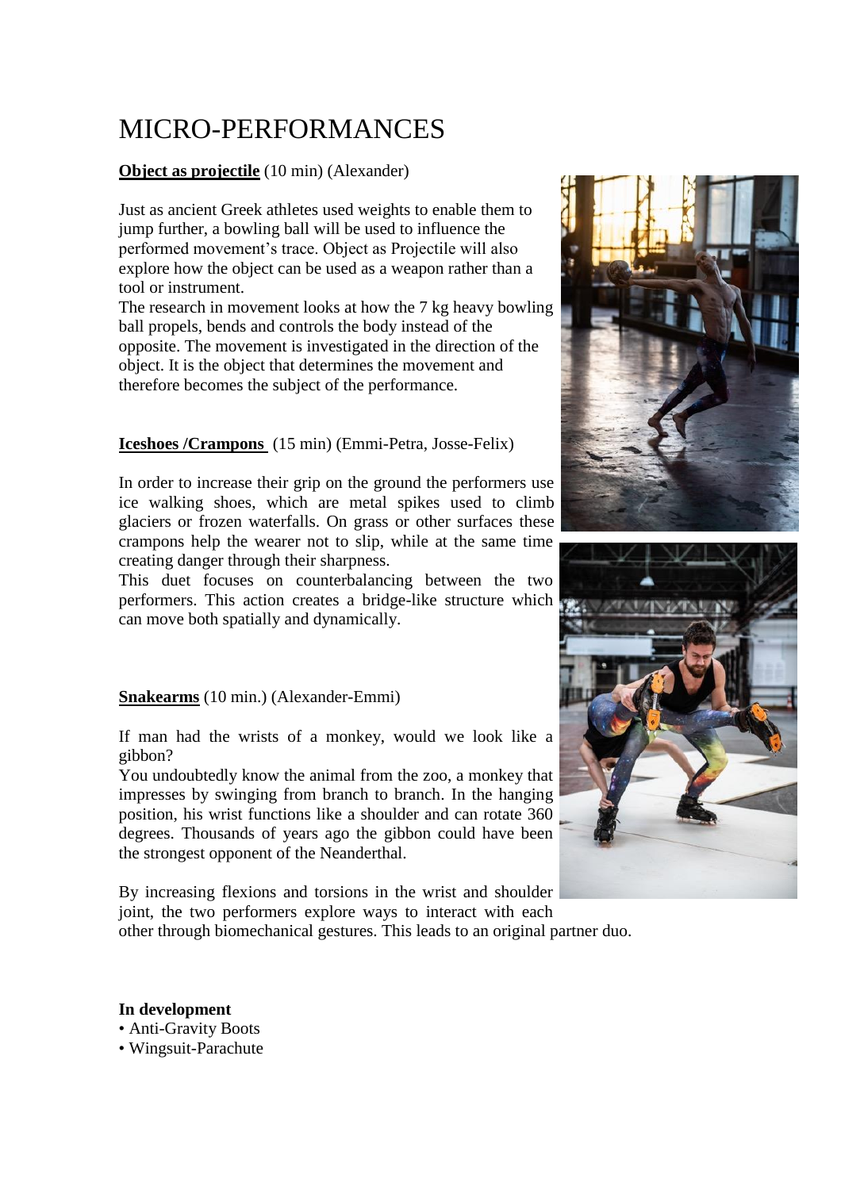# MICRO-PERFORMANCES

**Object as projectile** (10 min) (Alexander)

Just as ancient Greek athletes used weights to enable them to jump further, a bowling ball will be used to influence the performed movement's trace. Object as Projectile will also explore how the object can be used as a weapon rather than a tool or instrument.
The research in movement looks at how the 7 kg heavy bowling ball propels, bends and controls the body instead of the opposite. The movement is investigated in the direction of the object. It is the object that determines the movement and therefore becomes the subject of the performance.

**Iceshoes /Crampons** (15 min) (Emmi-Petra, Josse-Felix)

In order to increase their grip on the ground the performers use ice walking shoes, which are metal spikes used to climb glaciers or frozen waterfalls. On grass or other surfaces these crampons help the wearer not to slip, while at the same time creating danger through their sharpness.
This duet focuses on counterbalancing between the two performers. This action creates a bridge-like structure which can move both spatially and dynamically.

**Snakearms** (10 min.) (Alexander-Emmi)

If man had the wrists of a monkey, would we look like a gibbon?
You undoubtedly know the animal from the zoo, a monkey that impresses by swinging from branch to branch. In the hanging position, his wrist functions like a shoulder and can rotate 360 degrees. Thousands of years ago the gibbon could have been the strongest opponent of the Neanderthal.

By increasing flexions and torsions in the wrist and shoulder joint, the two performers explore ways to interact with each other through biomechanical gestures. This leads to an original partner duo.

**In development**

- Anti-Gravity Boots
- Wingsuit-Parachute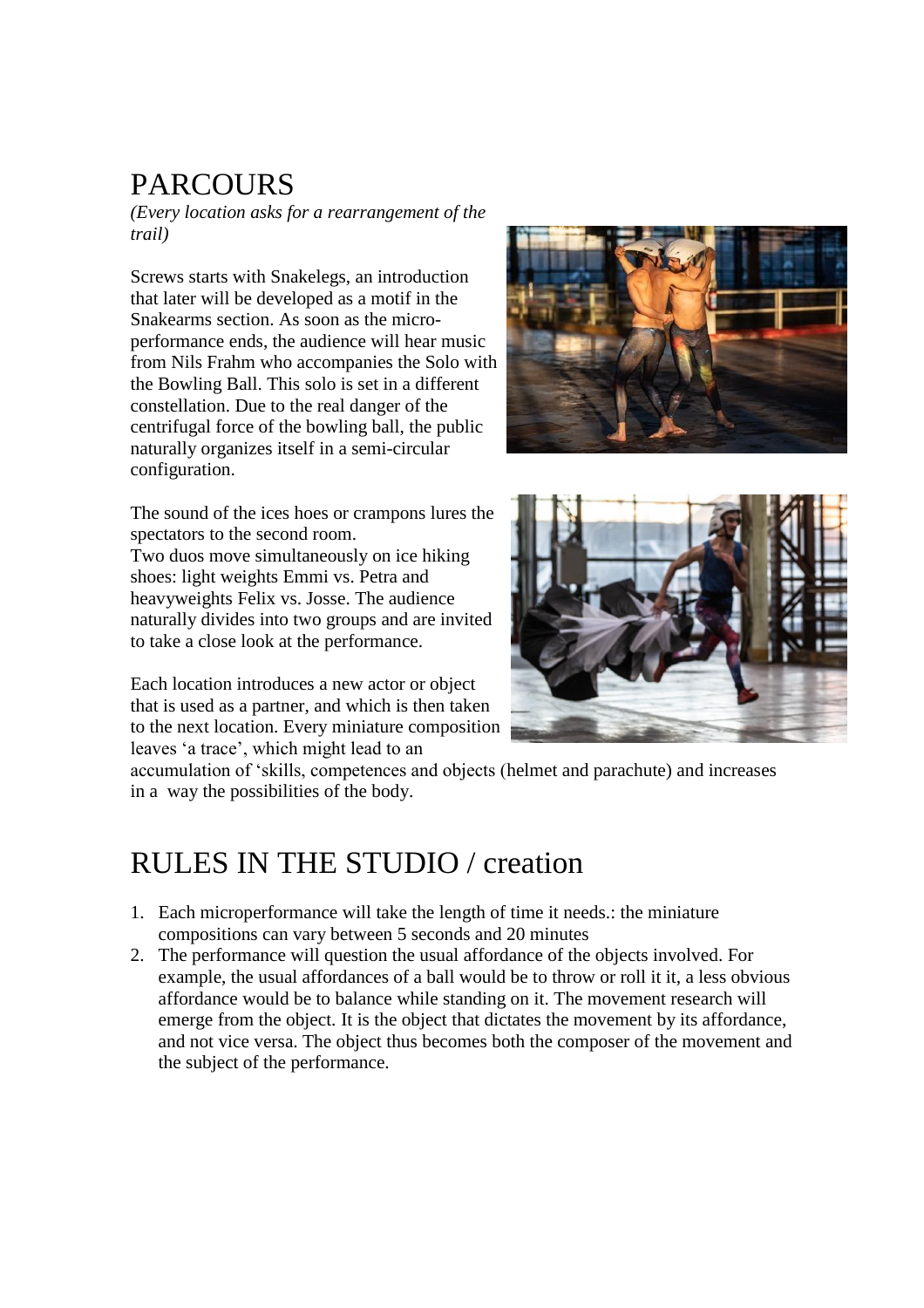# PARCOURS

*(Every location asks for a rearrangement of the trail)*

Screws starts with Snakelegs, an introduction that later will be developed as a motif in the Snakearms section. As soon as the micro-performance ends, the audience will hear music from Nils Frahm who accompanies the Solo with the Bowling Ball. This solo is set in a different constellation. Due to the real danger of the centrifugal force of the bowling ball, the public naturally organizes itself in a semi-circular configuration.

The sound of the ices hoes or crampons lures the spectators to the second room.
Two duos move simultaneously on ice hiking shoes: light weights Emmi vs. Petra and heavyweights Felix vs. Josse. The audience naturally divides into two groups and are invited to take a close look at the performance.

Each location introduces a new actor or object that is used as a partner, and which is then taken to the next location. Every miniature composition leaves 'a trace', which might lead to an accumulation of 'skills, competences and objects (helmet and parachute) and increases in a way the possibilities of the body.

# RULES IN THE STUDIO / creation

1. Each microperformance will take the length of time it needs.: the miniature compositions can vary between 5 seconds and 20 minutes
2. The performance will question the usual affordance of the objects involved. For example, the usual affordances of a ball would be to throw or roll it it, a less obvious affordance would be to balance while standing on it. The movement research will emerge from the object. It is the object that dictates the movement by its affordance, and not vice versa. The object thus becomes both the composer of the movement and the subject of the performance.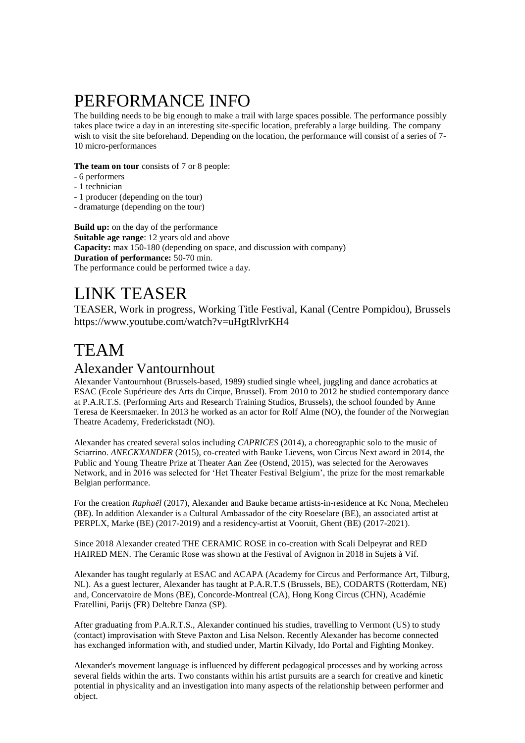# PERFORMANCE INFO

The building needs to be big enough to make a trail with large spaces possible. The performance possibly takes place twice a day in an interesting site-specific location, preferably a large building. The company wish to visit the site beforehand. Depending on the location, the performance will consist of a series of 7-10 micro-performances

**The team on tour** consists of 7 or 8 people:
- 6 performers
- 1 technician
- 1 producer (depending on the tour)
- dramaturge (depending on the tour)

**Build up:** on the day of the performance
**Suitable age range**: 12 years old and above
**Capacity:** max 150-180 (depending on space, and discussion with company)
**Duration of performance:** 50-70 min.
The performance could be performed twice a day.

# LINK TEASER

TEASER, Work in progress, Working Title Festival, Kanal (Centre Pompidou), Brussels
https://www.youtube.com/watch?v=uHgtRlvrKH4

# TEAM

## Alexander Vantournhout

Alexander Vantournhout (Brussels-based, 1989) studied single wheel, juggling and dance acrobatics at ESAC (Ecole Supérieure des Arts du Cirque, Brussel). From 2010 to 2012 he studied contemporary dance at P.A.R.T.S. (Performing Arts and Research Training Studios, Brussels), the school founded by Anne Teresa de Keersmaeker. In 2013 he worked as an actor for Rolf Alme (NO), the founder of the Norwegian Theatre Academy, Frederickstadt (NO).

Alexander has created several solos including *CAPRICES* (2014), a choreographic solo to the music of Sciarrino. *ANECKXANDER* (2015), co-created with Bauke Lievens, won Circus Next award in 2014, the Public and Young Theatre Prize at Theater Aan Zee (Ostend, 2015), was selected for the Aerowaves Network, and in 2016 was selected for 'Het Theater Festival Belgium', the prize for the most remarkable Belgian performance.

For the creation *Raphaël* (2017), Alexander and Bauke became artists-in-residence at Kc Nona, Mechelen (BE). In addition Alexander is a Cultural Ambassador of the city Roeselare (BE), an associated artist at PERPLX, Marke (BE) (2017-2019) and a residency-artist at Vooruit, Ghent (BE) (2017-2021).

Since 2018 Alexander created THE CERAMIC ROSE in co-creation with Scali Delpeyrat and RED HAIRED MEN. The Ceramic Rose was shown at the Festival of Avignon in 2018 in Sujets à Vif.

Alexander has taught regularly at ESAC and ACAPA (Academy for Circus and Performance Art, Tilburg, NL). As a guest lecturer, Alexander has taught at P.A.R.T.S (Brussels, BE), CODARTS (Rotterdam, NE) and, Concervatoire de Mons (BE), Concorde-Montreal (CA), Hong Kong Circus (CHN), Académie Fratellini, Parijs (FR) Deltebre Danza (SP).

After graduating from P.A.R.T.S., Alexander continued his studies, travelling to Vermont (US) to study (contact) improvisation with Steve Paxton and Lisa Nelson. Recently Alexander has become connected has exchanged information with, and studied under, Martin Kilvady, Ido Portal and Fighting Monkey.

Alexander's movement language is influenced by different pedagogical processes and by working across several fields within the arts. Two constants within his artist pursuits are a search for creative and kinetic potential in physicality and an investigation into many aspects of the relationship between performer and object.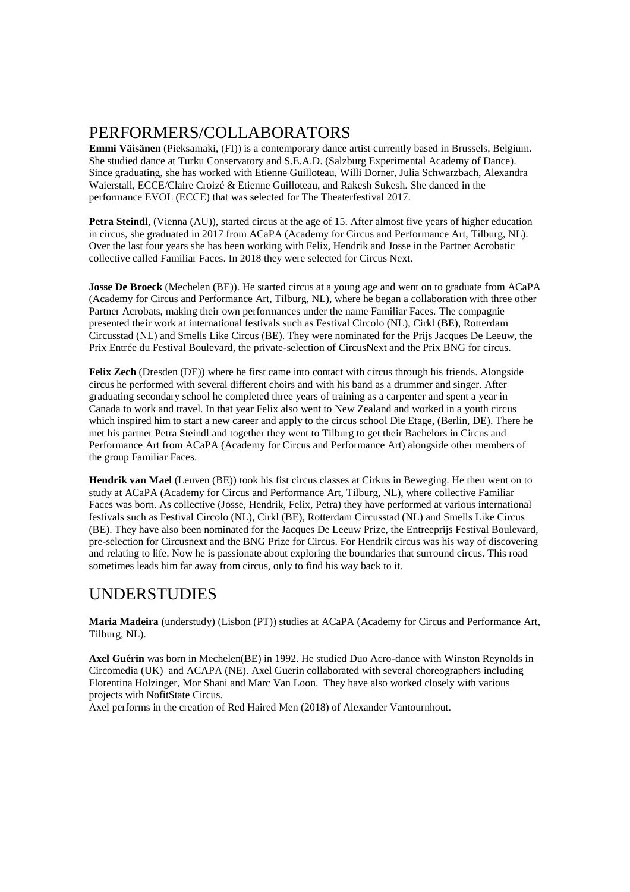## PERFORMERS/COLLABORATORS

**Emmi Väisänen** (Pieksamaki, (FI)) is a contemporary dance artist currently based in Brussels, Belgium. She studied dance at Turku Conservatory and S.E.A.D. (Salzburg Experimental Academy of Dance). Since graduating, she has worked with Etienne Guilloteau, Willi Dorner, Julia Schwarzbach, Alexandra Waierstall, ECCE/Claire Croizé & Etienne Guilloteau, and Rakesh Sukesh. She danced in the performance EVOL (ECCE) that was selected for The Theaterfestival 2017.

**Petra Steindl**, (Vienna (AU)), started circus at the age of 15. After almost five years of higher education in circus, she graduated in 2017 from ACaPA (Academy for Circus and Performance Art, Tilburg, NL). Over the last four years she has been working with Felix, Hendrik and Josse in the Partner Acrobatic collective called Familiar Faces. In 2018 they were selected for Circus Next.

**Josse De Broeck** (Mechelen (BE)). He started circus at a young age and went on to graduate from ACaPA (Academy for Circus and Performance Art, Tilburg, NL), where he began a collaboration with three other Partner Acrobats, making their own performances under the name Familiar Faces. The compagnie presented their work at international festivals such as Festival Circolo (NL), Cirkl (BE), Rotterdam Circusstad (NL) and Smells Like Circus (BE). They were nominated for the Prijs Jacques De Leeuw, the Prix Entrée du Festival Boulevard, the private-selection of CircusNext and the Prix BNG for circus.

**Felix Zech** (Dresden (DE)) where he first came into contact with circus through his friends. Alongside circus he performed with several different choirs and with his band as a drummer and singer. After graduating secondary school he completed three years of training as a carpenter and spent a year in Canada to work and travel. In that year Felix also went to New Zealand and worked in a youth circus which inspired him to start a new career and apply to the circus school Die Etage, (Berlin, DE). There he met his partner Petra Steindl and together they went to Tilburg to get their Bachelors in Circus and Performance Art from ACaPA (Academy for Circus and Performance Art) alongside other members of the group Familiar Faces.

**Hendrik van Mael** (Leuven (BE)) took his fist circus classes at Cirkus in Beweging. He then went on to study at ACaPA (Academy for Circus and Performance Art, Tilburg, NL), where collective Familiar Faces was born. As collective (Josse, Hendrik, Felix, Petra) they have performed at various international festivals such as Festival Circolo (NL), Cirkl (BE), Rotterdam Circusstad (NL) and Smells Like Circus (BE). They have also been nominated for the Jacques De Leeuw Prize, the Entreeprijs Festival Boulevard, pre-selection for Circusnext and the BNG Prize for Circus. For Hendrik circus was his way of discovering and relating to life. Now he is passionate about exploring the boundaries that surround circus. This road sometimes leads him far away from circus, only to find his way back to it.

## UNDERSTUDIES

**Maria Madeira** (understudy) (Lisbon (PT)) studies at ACaPA (Academy for Circus and Performance Art, Tilburg, NL).

**Axel Guérin** was born in Mechelen(BE) in 1992. He studied Duo Acro-dance with Winston Reynolds in Circomedia (UK) and ACAPA (NE). Axel Guerin collaborated with several choreographers including Florentina Holzinger, Mor Shani and Marc Van Loon. They have also worked closely with various projects with NofitState Circus.
Axel performs in the creation of Red Haired Men (2018) of Alexander Vantournhout.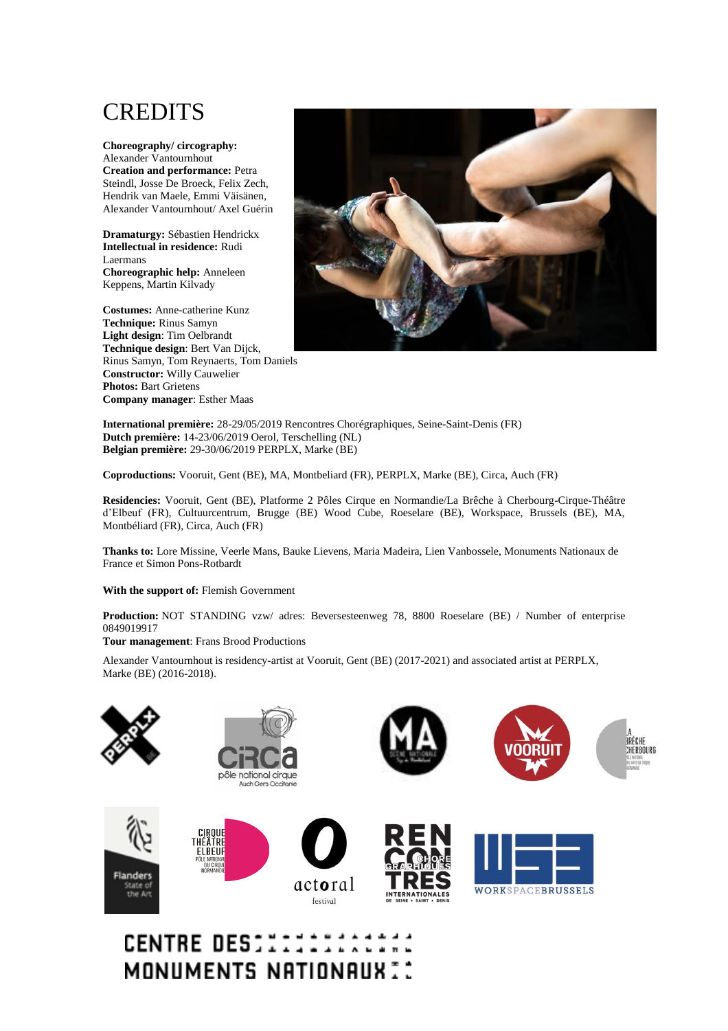# CREDITS

**Choreography/ circography:** Alexander Vantournhout
**Creation and performance:** Petra Steindl, Josse De Broeck, Felix Zech, Hendrik van Maele, Emmi Väisänen, Alexander Vantournhout/ Axel Guérin

**Dramaturgy:** Sébastien Hendrickx
**Intellectual in residence:** Rudi Laermans
**Choreographic help:** Anneleen Keppens, Martin Kilvady

**Costumes:** Anne-catherine Kunz
**Technique:** Rinus Samyn
**Light design**: Tim Oelbrandt
**Technique design**: Bert Van Dijck, Rinus Samyn, Tom Reynaerts, Tom Daniels
**Constructor:** Willy Cauwelier
**Photos:** Bart Grietens
**Company manager**: Esther Maas

**International première:** 28-29/05/2019 Rencontres Chorégraphiques, Seine-Saint-Denis (FR)
**Dutch première:** 14-23/06/2019 Oerol, Terschelling (NL)
**Belgian première:** 29-30/06/2019 PERPLX, Marke (BE)

**Coproductions:** Vooruit, Gent (BE), MA, Montbeliard (FR), PERPLX, Marke (BE), Circa, Auch (FR)

**Residencies:** Vooruit, Gent (BE), Platforme 2 Pôles Cirque en Normandie/La Brêche à Cherbourg-Cirque-Théâtre d'Elbeuf (FR), Cultuurcentrum, Brugge (BE) Wood Cube, Roeselare (BE), Workspace, Brussels (BE), MA, Montbéliard (FR), Circa, Auch (FR)

**Thanks to:** Lore Missine, Veerle Mans, Bauke Lievens, Maria Madeira, Lien Vanbossele, Monuments Nationaux de France et Simon Pons-Rotbardt

**With the support of:** Flemish Government

**Production:** NOT STANDING vzw/ adres: Beversesteenweg 78, 8800 Roeselare (BE) / Number of enterprise 0849019917
**Tour management**: Frans Brood Productions

Alexander Vantournhout is residency-artist at Vooruit, Gent (BE) (2017-2021) and associated artist at PERPLX, Marke (BE) (2016-2018).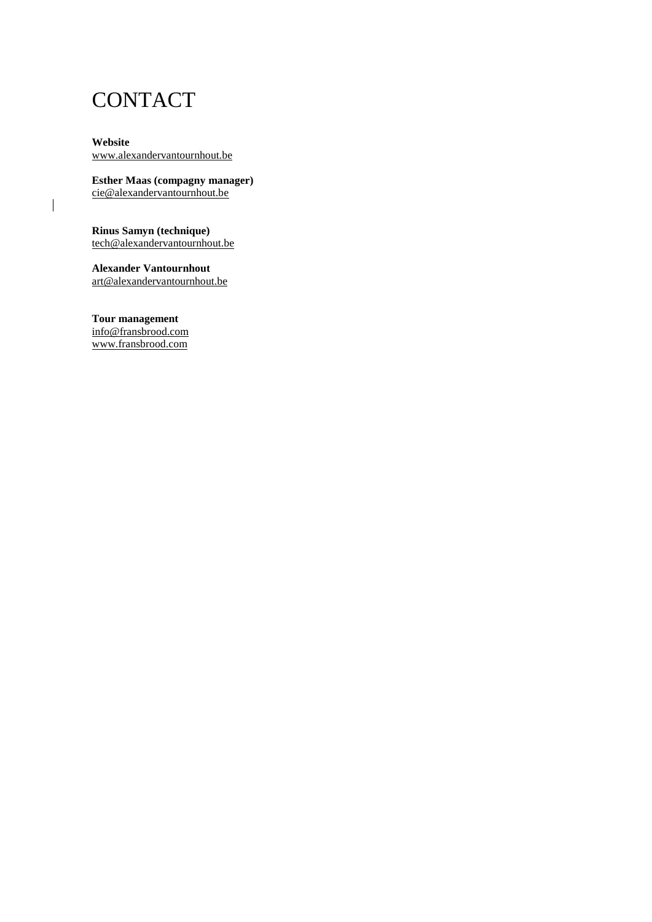# CONTACT

**Website**
www.alexandervantournhout.be

**Esther Maas (compagny manager)**
cie@alexandervantournhout.be

**Rinus Samyn (technique)**
tech@alexandervantournhout.be

**Alexander Vantournhout**
art@alexandervantournhout.be

**Tour management**
info@fransbrood.com
www.fransbrood.com